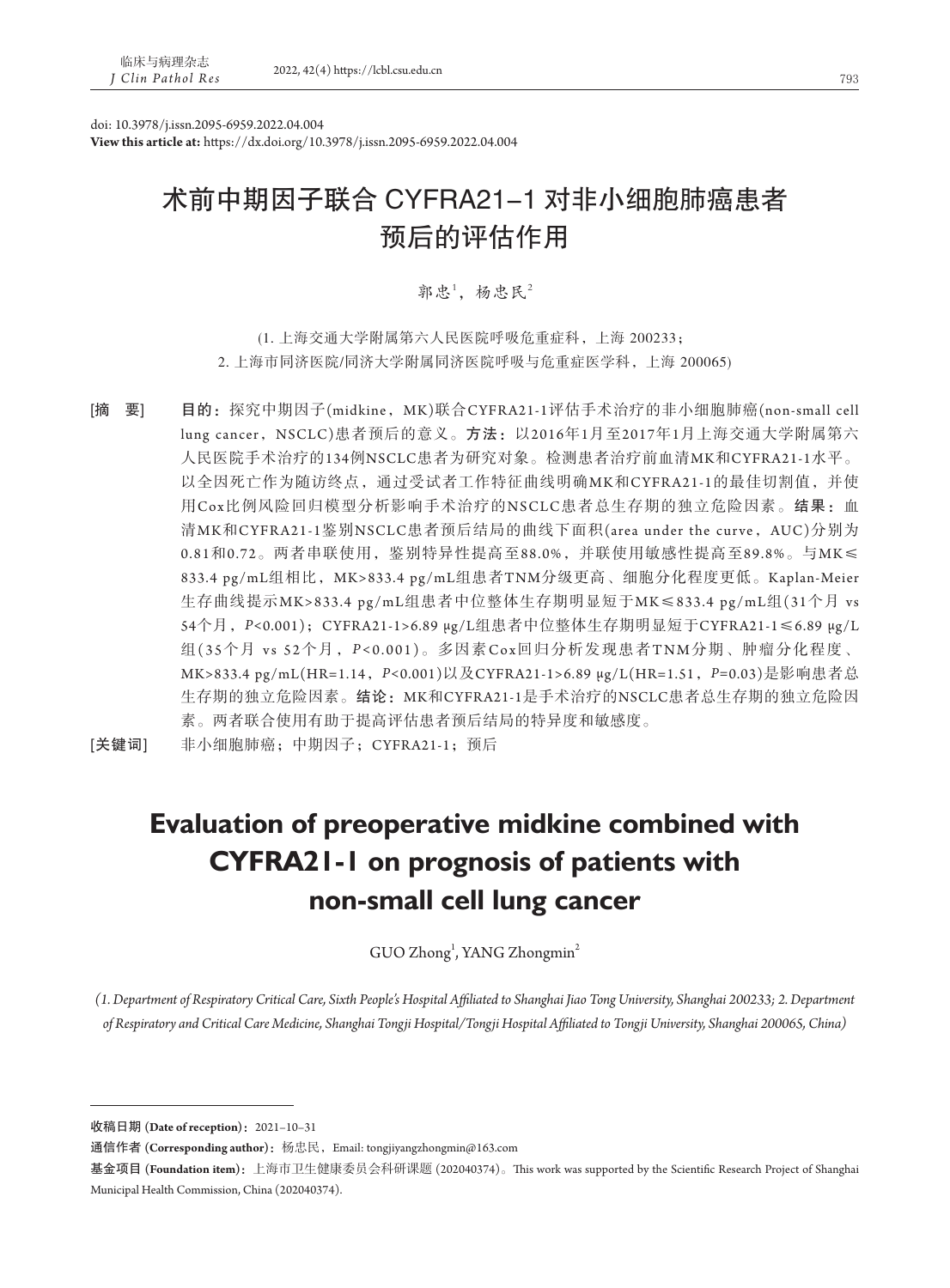doi: 10.3978/j.issn.2095-6959.2022.04.004
**View this article at:** https://dx.doi.org/10.3978/j.issn.2095-6959.2022.04.004

# 术前中期因子联合 CYFRA21-1 对非小细胞肺癌患者预后的评估作用

郭忠[1]，杨忠民[2]

(1. 上海交通大学附属第六人民医院呼吸危重症科，上海 200233；
2. 上海市同济医院/同济大学附属同济医院呼吸与危重症医学科，上海 200065)

**[摘　要]**　**目的：**探究中期因子(midkine，MK)联合CYFRA21-1评估手术治疗的非小细胞肺癌(non-small cell lung cancer，NSCLC)患者预后的意义。**方法：**以2016年1月至2017年1月上海交通大学附属第六人民医院手术治疗的134例NSCLC患者为研究对象。检测患者治疗前血清MK和CYFRA21-1水平。以全因死亡作为随访终点，通过受试者工作特征曲线明确MK和CYFRA21-1的最佳切割值，并使用Cox比例风险回归模型分析影响手术治疗的NSCLC患者总生存期的独立危险因素。**结果：**血清MK和CYFRA21-1鉴别NSCLC患者预后结局的曲线下面积(area under the curve，AUC)分别为0.81和0.72。两者串联使用，鉴别特异性提高至88.0%，并联使用敏感性提高至89.8%。与MK≤833.4 pg/mL组相比，MK>833.4 pg/mL组患者TNM分级更高、细胞分化程度更低。Kaplan-Meier生存曲线提示MK>833.4 pg/mL组患者中位整体生存期明显短于MK≤833.4 pg/mL组(31个月 vs 54个月，$P$<0.001)；CYFRA21-1>6.89 μg/L组患者中位整体生存期明显短于CYFRA21-1≤6.89 μg/L组(35个月 vs 52个月，$P$<0.001)。多因素Cox回归分析发现患者TNM分期、肿瘤分化程度、MK>833.4 pg/mL(HR=1.14，$P$<0.001)以及CYFRA21-1>6.89 μg/L(HR=1.51，$P$=0.03)是影响患者总生存期的独立危险因素。**结论：**MK和CYFRA21-1是手术治疗的NSCLC患者总生存期的独立危险因素。两者联合使用有助于提高评估患者预后结局的特异度和敏感度。

**[关键词]**　非小细胞肺癌；中期因子；CYFRA21-1；预后

# Evaluation of preoperative midkine combined with CYFRA21-1 on prognosis of patients with non-small cell lung cancer

GUO Zhong[1], YANG Zhongmin[2]

*(1. Department of Respiratory Critical Care, Sixth People's Hospital Affiliated to Shanghai Jiao Tong University, Shanghai 200233; 2. Department of Respiratory and Critical Care Medicine, Shanghai Tongji Hospital/Tongji Hospital Affiliated to Tongji University, Shanghai 200065, China)*

---

**收稿日期 (Date of reception)：**2021–10–31

**通信作者 (Corresponding author)：**杨忠民，Email: tongjiyangzhongmin@163.com

**基金项目 (Foundation item)：**上海市卫生健康委员会科研课题 (202040374)。This work was supported by the Scientific Research Project of Shanghai Municipal Health Commission, China (202040374).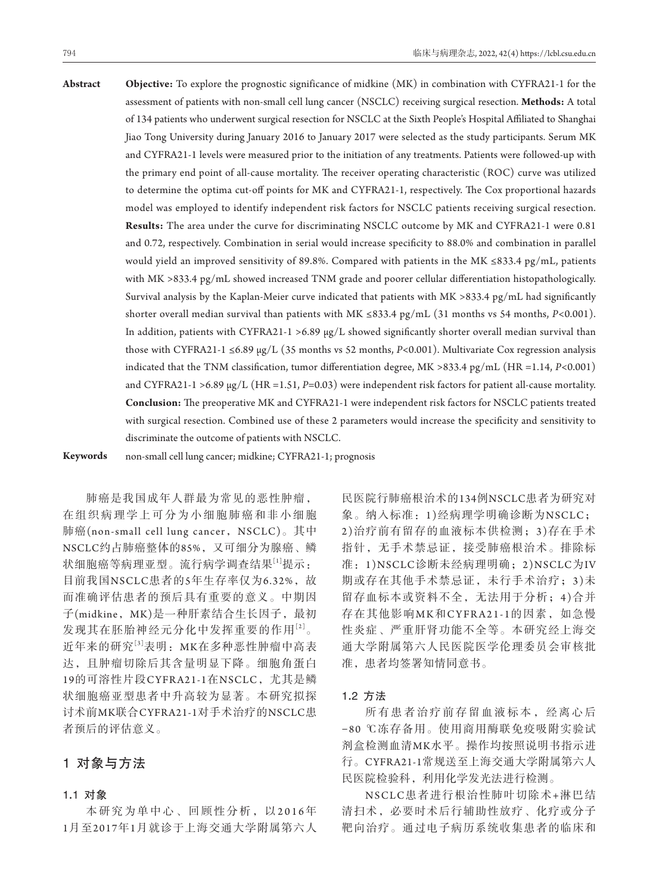**Abstract** **Objective:** To explore the prognostic significance of midkine (MK) in combination with CYFRA21-1 for the assessment of patients with non-small cell lung cancer (NSCLC) receiving surgical resection. **Methods:** A total of 134 patients who underwent surgical resection for NSCLC at the Sixth People's Hospital Affiliated to Shanghai Jiao Tong University during January 2016 to January 2017 were selected as the study participants. Serum MK and CYFRA21-1 levels were measured prior to the initiation of any treatments. Patients were followed-up with the primary end point of all-cause mortality. The receiver operating characteristic (ROC) curve was utilized to determine the optima cut-off points for MK and CYFRA21-1, respectively. The Cox proportional hazards model was employed to identify independent risk factors for NSCLC patients receiving surgical resection. **Results:** The area under the curve for discriminating NSCLC outcome by MK and CYFRA21-1 were 0.81 and 0.72, respectively. Combination in serial would increase specificity to 88.0% and combination in parallel would yield an improved sensitivity of 89.8%. Compared with patients in the MK ≤833.4 pg/mL, patients with MK >833.4 pg/mL showed increased TNM grade and poorer cellular differentiation histopathologically. Survival analysis by the Kaplan-Meier curve indicated that patients with MK >833.4 pg/mL had significantly shorter overall median survival than patients with MK ≤833.4 pg/mL (31 months vs 54 months, $P$<0.001). In addition, patients with CYFRA21-1 >6.89 μg/L showed significantly shorter overall median survival than those with CYFRA21-1 ≤6.89 μg/L (35 months vs 52 months, $P$<0.001). Multivariate Cox regression analysis indicated that the TNM classification, tumor differentiation degree, MK >833.4 pg/mL (HR =1.14, $P$<0.001) and CYFRA21-1 >6.89 μg/L (HR =1.51, $P$=0.03) were independent risk factors for patient all-cause mortality. **Conclusion:** The preoperative MK and CYFRA21-1 were independent risk factors for NSCLC patients treated with surgical resection. Combined use of these 2 parameters would increase the specificity and sensitivity to discriminate the outcome of patients with NSCLC.

**Keywords** non-small cell lung cancer; midkine; CYFRA21-1; prognosis

肺癌是我国成年人群最为常见的恶性肿瘤，在组织病理学上可分为小细胞肺癌和非小细胞肺癌(non-small cell lung cancer，NSCLC)。其中NSCLC约占肺癌整体的85%，又可细分为腺癌、鳞状细胞癌等病理亚型。流行病学调查结果[1]提示：目前我国NSCLC患者的5年生存率仅为6.32%，故而准确评估患者的预后具有重要的意义。中期因子(midkine，MK)是一种肝素结合生长因子，最初发现其在胚胎神经元分化中发挥重要的作用[2]。近年来的研究[3]表明：MK在多种恶性肿瘤中高表达，且肿瘤切除后其含量明显下降。细胞角蛋白19的可溶性片段CYFRA21-1在NSCLC，尤其是鳞状细胞癌亚型患者中升高较为显著。本研究拟探讨术前MK联合CYFRA21-1对手术治疗的NSCLC患者预后的评估意义。

## 1 对象与方法

### 1.1 对象

本研究为单中心、回顾性分析，以2016年1月至2017年1月就诊于上海交通大学附属第六人民医院行肺癌根治术的134例NSCLC患者为研究对象。纳入标准：1)经病理学明确诊断为NSCLC；2)治疗前有留存的血液标本供检测；3)存在手术指针，无手术禁忌证，接受肺癌根治术。排除标准：1)NSCLC诊断未经病理明确；2)NSCLC为IV期或存在其他手术禁忌证，未行手术治疗；3)未留存血标本或资料不全，无法用于分析；4)合并存在其他影响MK和CYFRA21-1的因素，如急慢性炎症、严重肝肾功能不全等。本研究经上海交通大学附属第六人民医院医学伦理委员会审核批准，患者均签署知情同意书。

### 1.2 方法

所有患者治疗前存留血液标本，经离心后−80 ℃冻存备用。使用商用酶联免疫吸附实验试剂盒检测血清MK水平。操作均按照说明书指示进行。CYFRA21-1常规送至上海交通大学附属第六人民医院检验科，利用化学发光法进行检测。

NSCLC患者进行根治性肺叶切除术+淋巴结清扫术，必要时术后行辅助性放疗、化疗或分子靶向治疗。通过电子病历系统收集患者的临床和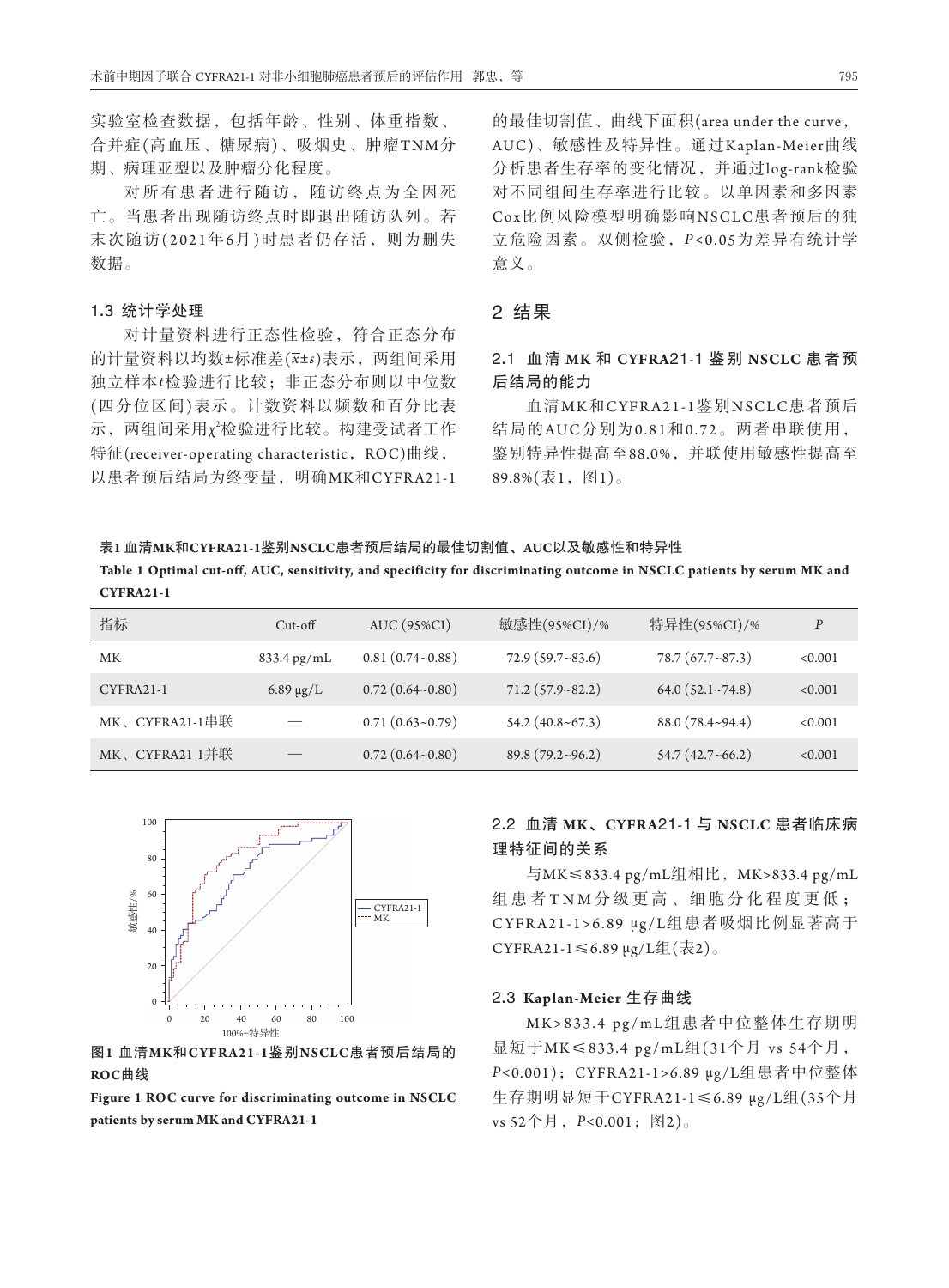实验室检查数据，包括年龄、性别、体重指数、合并症(高血压、糖尿病)、吸烟史、肿瘤TNM分期、病理亚型以及肿瘤分化程度。

对所有患者进行随访，随访终点为全因死亡。当患者出现随访终点时即退出随访队列。若末次随访(2021年6月)时患者仍存活，则为删失数据。

### 1.3 统计学处理

对计量资料进行正态性检验，符合正态分布的计量资料以均数±标准差($\bar{x}\pm s$)表示，两组间采用独立样本$t$检验进行比较；非正态分布则以中位数(四分位间距)表示。计数资料以频数和百分比表示，两组间采用$\chi^2$检验进行比较。构建受试者工作特征(receiver-operating characteristic，ROC)曲线，以患者预后结局为终变量，明确MK和CYFRA21-1的最佳切割值、曲线下面积(area under the curve，AUC)、敏感性及特异性。通过Kaplan-Meier曲线分析患者生存率的变化情况，并通过log-rank检验对不同组间生存率进行比较。以单因素和多因素Cox比例风险模型明确影响NSCLC患者预后的独立危险因素。双侧检验，$P$<0.05为差异有统计学意义。

## 2 结果

### 2.1 血清MK和CYFRA21-1鉴别NSCLC患者预后结局的能力

血清MK和CYFRA21-1鉴别NSCLC患者预后结局的AUC分别为0.81和0.72。两者串联使用，鉴别特异性提高至88.0%，并联使用敏感性提高至89.8%(表1，图1)。

**表1 血清MK和CYFRA21-1鉴别NSCLC患者预后结局的最佳切割值、AUC以及敏感性和特异性**

**Table 1 Optimal cut-off, AUC, sensitivity, and specificity for discriminating outcome in NSCLC patients by serum MK and CYFRA21-1**

| 指标 | Cut-off | AUC (95%CI) | 敏感性(95%CI)/% | 特异性(95%CI)/% | $P$ |
|---|---|---|---|---|---|
| MK | 833.4 pg/mL | 0.81 (0.74~0.88) | 72.9 (59.7~83.6) | 78.7 (67.7~87.3) | <0.001 |
| CYFRA21-1 | 6.89 μg/L | 0.72 (0.64~0.80) | 71.2 (57.9~82.2) | 64.0 (52.1~74.8) | <0.001 |
| MK、CYFRA21-1串联 | — | 0.71 (0.63~0.79) | 54.2 (40.8~67.3) | 88.0 (78.4~94.4) | <0.001 |
| MK、CYFRA21-1并联 | — | 0.72 (0.64~0.80) | 89.8 (79.2~96.2) | 54.7 (42.7~66.2) | <0.001 |

**图1 血清MK和CYFRA21-1鉴别NSCLC患者预后结局的ROC曲线**

**Figure 1 ROC curve for discriminating outcome in NSCLC patients by serum MK and CYFRA21-1**

### 2.2 血清MK、CYFRA21-1与NSCLC患者临床病理特征间的关系

与MK≤833.4 pg/mL组相比，MK>833.4 pg/mL组患者TNM分级更高、细胞分化程度更低；CYFRA21-1>6.89 μg/L组患者吸烟比例显著高于CYFRA21-1≤6.89 μg/L组(表2)。

### 2.3 Kaplan-Meier生存曲线

MK>833.4 pg/mL组患者中位整体生存期明显短于MK≤833.4 pg/mL组(31个月 vs 54个月，$P$<0.001)；CYFRA21-1>6.89 μg/L组患者中位整体生存期明显短于CYFRA21-1≤6.89 μg/L组(35个月 vs 52个月，$P$<0.001；图2)。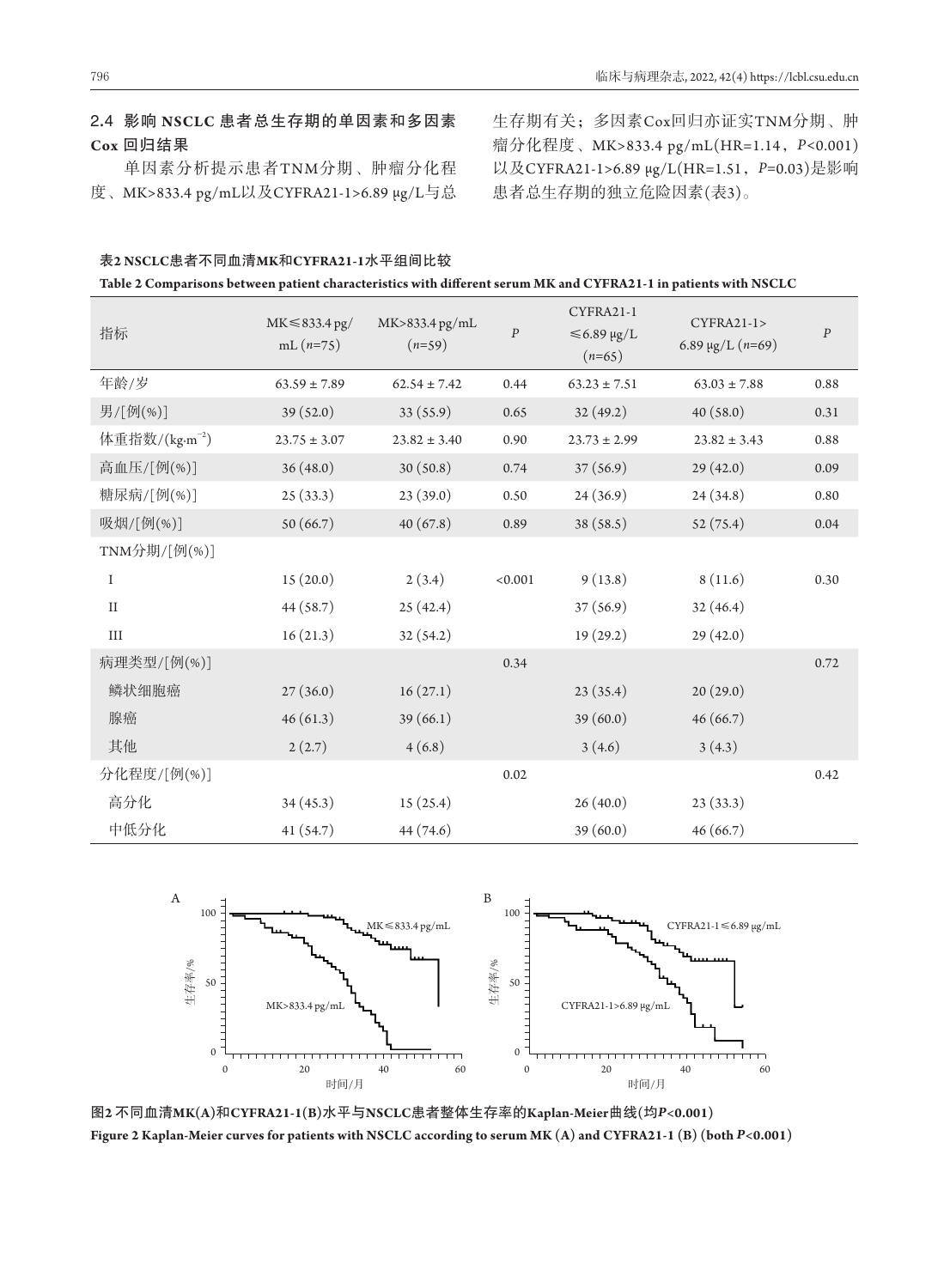### 2.4 影响 NSCLC 患者总生存期的单因素和多因素 Cox 回归结果

单因素分析提示患者TNM分期、肿瘤分化程度、MK>833.4 pg/mL以及CYFRA21-1>6.89 μg/L与总生存期有关；多因素Cox回归亦证实TNM分期、肿瘤分化程度、MK>833.4 pg/mL(HR=1.14，$P$<0.001)以及CYFRA21-1>6.89 μg/L(HR=1.51，$P$=0.03)是影响患者总生存期的独立危险因素(表3)。

**表2 NSCLC患者不同血清MK和CYFRA21-1水平组间比较**

**Table 2 Comparisons between patient characteristics with different serum MK and CYFRA21-1 in patients with NSCLC**

| 指标 | MK≤833.4 pg/mL ($n$=75) | MK>833.4 pg/mL ($n$=59) | $P$ | CYFRA21-1 ≤6.89 μg/L ($n$=65) | CYFRA21-1> 6.89 μg/L ($n$=69) | $P$ |
|---|---|---|---|---|---|---|
| 年龄/岁 | 63.59 ± 7.89 | 62.54 ± 7.42 | 0.44 | 63.23 ± 7.51 | 63.03 ± 7.88 | 0.88 |
| 男/[例(%)] | 39 (52.0) | 33 (55.9) | 0.65 | 32 (49.2) | 40 (58.0) | 0.31 |
| 体重指数/(kg·m$^{-2}$) | 23.75 ± 3.07 | 23.82 ± 3.40 | 0.90 | 23.73 ± 2.99 | 23.82 ± 3.43 | 0.88 |
| 高血压/[例(%)] | 36 (48.0) | 30 (50.8) | 0.74 | 37 (56.9) | 29 (42.0) | 0.09 |
| 糖尿病/[例(%)] | 25 (33.3) | 23 (39.0) | 0.50 | 24 (36.9) | 24 (34.8) | 0.80 |
| 吸烟/[例(%)] | 50 (66.7) | 40 (67.8) | 0.89 | 38 (58.5) | 52 (75.4) | 0.04 |
| TNM分期/[例(%)] | | | | | | |
| I | 15 (20.0) | 2 (3.4) | <0.001 | 9 (13.8) | 8 (11.6) | 0.30 |
| II | 44 (58.7) | 25 (42.4) | | 37 (56.9) | 32 (46.4) | |
| III | 16 (21.3) | 32 (54.2) | | 19 (29.2) | 29 (42.0) | |
| 病理类型/[例(%)] | | | 0.34 | | | 0.72 |
| 鳞状细胞癌 | 27 (36.0) | 16 (27.1) | | 23 (35.4) | 20 (29.0) | |
| 腺癌 | 46 (61.3) | 39 (66.1) | | 39 (60.0) | 46 (66.7) | |
| 其他 | 2 (2.7) | 4 (6.8) | | 3 (4.6) | 3 (4.3) | |
| 分化程度/[例(%)] | | | 0.02 | | | 0.42 |
| 高分化 | 34 (45.3) | 15 (25.4) | | 26 (40.0) | 23 (33.3) | |
| 中低分化 | 41 (54.7) | 44 (74.6) | | 39 (60.0) | 46 (66.7) | |

**图2 不同血清MK(A)和CYFRA21-1(B)水平与NSCLC患者整体生存率的Kaplan-Meier曲线(均$P$<0.001)**

**Figure 2 Kaplan-Meier curves for patients with NSCLC according to serum MK (A) and CYFRA21-1 (B) (both $P$<0.001)**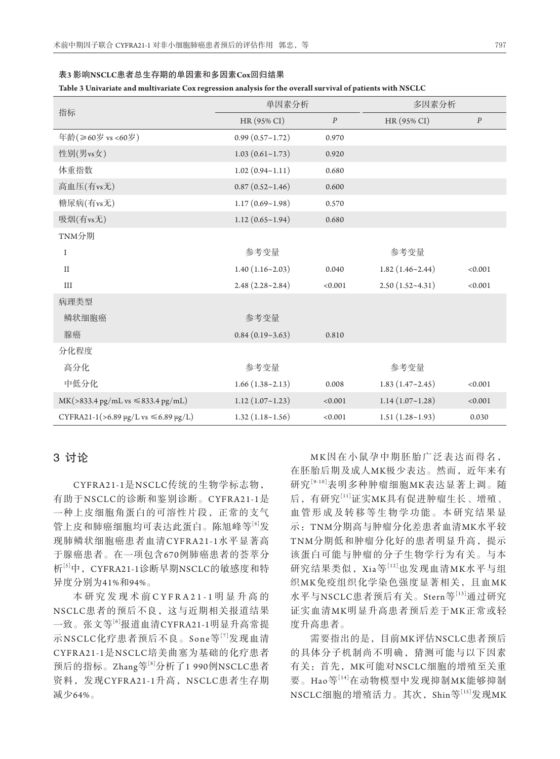**表3 影响NSCLC患者总生存期的单因素和多因素Cox回归结果**

**Table 3 Univariate and multivariate Cox regression analysis for the overall survival of patients with NSCLC**

| 指标 | 单因素分析 | | 多因素分析 | |
|---|---|---|---|---|
| | HR (95% CI) | *P* | HR (95% CI) | *P* |
| 年龄(≥60岁 vs <60岁) | 0.99 (0.57~1.72) | 0.970 | | |
| 性别(男vs女) | 1.03 (0.61~1.73) | 0.920 | | |
| 体重指数 | 1.02 (0.94~1.11) | 0.680 | | |
| 高血压(有vs无) | 0.87 (0.52~1.46) | 0.600 | | |
| 糖尿病(有vs无) | 1.17 (0.69~1.98) | 0.570 | | |
| 吸烟(有vs无) | 1.12 (0.65~1.94) | 0.680 | | |
| TNM分期 | | | | |
| I | 参考变量 | | 参考变量 | |
| II | 1.40 (1.16~2.03) | 0.040 | 1.82 (1.46~2.44) | <0.001 |
| III | 2.48 (2.28~2.84) | <0.001 | 2.50 (1.52~4.31) | <0.001 |
| 病理类型 | | | | |
| 鳞状细胞癌 | 参考变量 | | | |
| 腺癌 | 0.84 (0.19~3.63) | 0.810 | | |
| 分化程度 | | | | |
| 高分化 | 参考变量 | | 参考变量 | |
| 中低分化 | 1.66 (1.38~2.13) | 0.008 | 1.83 (1.47~2.45) | <0.001 |
| MK(>833.4 pg/mL vs ≤833.4 pg/mL) | 1.12 (1.07~1.23) | <0.001 | 1.14 (1.07~1.28) | <0.001 |
| CYFRA21-1(>6.89 μg/L vs ≤6.89 μg/L) | 1.32 (1.18~1.56) | <0.001 | 1.51 (1.28~1.93) | 0.030 |

## 3 讨论

CYFRA21-1是NSCLC传统的生物学标志物，有助于NSCLC的诊断和鉴别诊断。CYFRA21-1是一种上皮细胞角蛋白的可溶性片段，正常的支气管上皮和肺癌细胞均可表达此蛋白。陈旭峰等[4]发现肺鳞状细胞癌患者血清CYFRA21-1水平显著高于腺癌患者。在一项包含670例肺癌患者的荟萃分析[5]中，CYFRA21-1诊断早期NSCLC的敏感度和特异度分别为41%和94%。

本研究发现术前CYFRA21-1明显升高的NSCLC患者的预后不良，这与近期相关报道结果一致。张文等[6]报道血清CYFRA21-1明显升高常提示NSCLC化疗患者预后不良。Sone等[7]发现血清CYFRA21-1是NSCLC培美曲塞为基础的化疗患者预后的指标。Zhang等[8]分析了1 990例NSCLC患者资料，发现CYFRA21-1升高，NSCLC患者生存期减少64%。

MK因在小鼠孕中期胚胎广泛表达而得名，在胚胎后期及成人MK极少表达。然而，近年来有研究[9-10]表明多种肿瘤细胞MK表达显著上调。随后，有研究[11]证实MK具有促进肿瘤生长、增殖、血管形成及转移等生物学功能。本研究结果显示：TNM分期高与肿瘤分化差患者血清MK水平较TNM分期低和肿瘤分化好的患者明显升高，提示该蛋白可能与肿瘤的分子生物学行为有关。与本研究结果类似，Xia等[12]也发现血清MK水平与组织MK免疫组织化学染色强度显著相关，且血MK水平与NSCLC患者预后有关。Stern等[13]通过研究证实血清MK明显升高患者预后差于MK正常或轻度升高患者。

需要指出的是，目前MK评估NSCLC患者预后的具体分子机制尚不明确，猜测可能与以下因素有关：首先，MK可能对NSCLC细胞的增殖至关重要。Hao等[14]在动物模型中发现抑制MK能够抑制NSCLC细胞的增殖活力。其次，Shin等[15]发现MK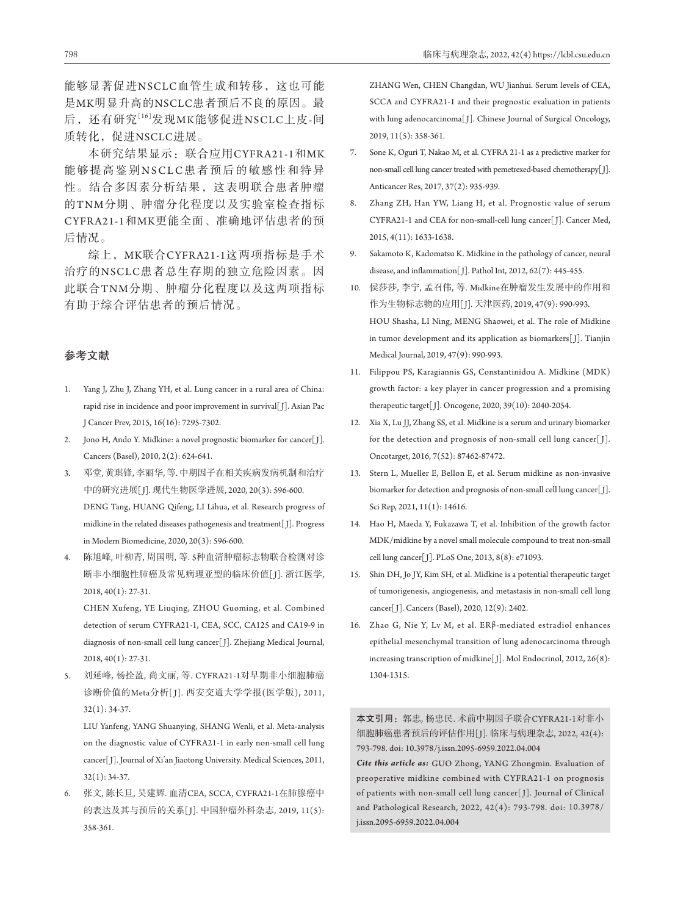能够显著促进NSCLC血管生成和转移，这也可能是MK明显升高的NSCLC患者预后不良的原因。最后，还有研究[16]发现MK能够促进NSCLC上皮-间质转化，促进NSCLC进展。

本研究结果显示：联合应用CYFRA21-1和MK能够提高鉴别NSCLC患者预后的敏感性和特异性。结合多因素分析结果，这表明联合患者肿瘤的TNM分期、肿瘤分化程度以及实验室检查指标CYFRA21-1和MK更能全面、准确地评估患者的预后情况。

综上，MK联合CYFRA21-1这两项指标是手术治疗的NSCLC患者总生存期的独立危险因素。因此联合TNM分期、肿瘤分化程度以及这两项指标有助于综合评估患者的预后情况。

## 参考文献

1. Yang J, Zhu J, Zhang YH, et al. Lung cancer in a rural area of China: rapid rise in incidence and poor improvement in survival[J]. Asian Pac J Cancer Prev, 2015, 16(16): 7295-7302.
2. Jono H, Ando Y. Midkine: a novel prognostic biomarker for cancer[J]. Cancers (Basel), 2010, 2(2): 624-641.
3. 邓堂, 黄琪锋, 李丽华, 等. 中期因子在相关疾病发病机制和治疗中的研究进展[J]. 现代生物医学进展, 2020, 20(3): 596-600.
   DENG Tang, HUANG Qifeng, LI Lihua, et al. Research progress of midkine in the related diseases pathogenesis and treatment[J]. Progress in Modern Biomedicine, 2020, 20(3): 596-600.
4. 陈旭峰, 叶柳青, 周国明, 等. 5种血清肿瘤标志物联合检测对诊断非小细胞性肺癌及常见病理亚型的临床价值[J]. 浙江医学, 2018, 40(1): 27-31.
   CHEN Xufeng, YE Liuqing, ZHOU Guoming, et al. Combined detection of serum CYFRA21-1, CEA, SCC, CA125 and CA19-9 in diagnosis of non-small cell lung cancer[J]. Zhejiang Medical Journal, 2018, 40(1): 27-31.
5. 刘延峰, 杨拴盈, 尚文丽, 等. CYFRA21-1对早期非小细胞肺癌诊断价值的Meta分析[J]. 西安交通大学学报(医学版), 2011, 32(1): 34-37.
   LIU Yanfeng, YANG Shuanying, SHANG Wenli, et al. Meta-analysis on the diagnostic value of CYFRA21-1 in early non-small cell lung cancer[J]. Journal of Xi'an Jiaotong University. Medical Sciences, 2011, 32(1): 34-37.
6. 张文, 陈长旦, 吴建辉. 血清CEA, SCCA, CYFRA21-1在肺腺癌中的表达及其与预后的关系[J]. 中国肿瘤外科杂志, 2019, 11(5): 358-361.
   ZHANG Wen, CHEN Changdan, WU Jianhui. Serum levels of CEA, SCCA and CYFRA21-1 and their prognostic evaluation in patients with lung adenocarcinoma[J]. Chinese Journal of Surgical Oncology, 2019, 11(5): 358-361.
7. Sone K, Oguri T, Nakao M, et al. CYFRA 21-1 as a predictive marker for non-small cell lung cancer treated with pemetrexed-based chemotherapy[J]. Anticancer Res, 2017, 37(2): 935-939.
8. Zhang ZH, Han YW, Liang H, et al. Prognostic value of serum CYFRA21-1 and CEA for non-small-cell lung cancer[J]. Cancer Med, 2015, 4(11): 1633-1638.
9. Sakamoto K, Kadomatsu K. Midkine in the pathology of cancer, neural disease, and inflammation[J]. Pathol Int, 2012, 62(7): 445-455.
10. 侯莎莎, 李宁, 孟召伟, 等. Midkine在肿瘤发生发展中的作用和作为生物标志物的应用[J]. 天津医药, 2019, 47(9): 990-993.
    HOU Shasha, LI Ning, MENG Shaowei, et al. The role of Midkine in tumor development and its application as biomarkers[J]. Tianjin Medical Journal, 2019, 47(9): 990-993.
11. Filippou PS, Karagiannis GS, Constantinidou A. Midkine (MDK) growth factor: a key player in cancer progression and a promising therapeutic target[J]. Oncogene, 2020, 39(10): 2040-2054.
12. Xia X, Lu JJ, Zhang SS, et al. Midkine is a serum and urinary biomarker for the detection and prognosis of non-small cell lung cancer[J]. Oncotarget, 2016, 7(52): 87462-87472.
13. Stern L, Mueller E, Bellon E, et al. Serum midkine as non-invasive biomarker for detection and prognosis of non-small cell lung cancer[J]. Sci Rep, 2021, 11(1): 14616.
14. Hao H, Maeda Y, Fukazawa T, et al. Inhibition of the growth factor MDK/midkine by a novel small molecule compound to treat non-small cell lung cancer[J]. PLoS One, 2013, 8(8): e71093.
15. Shin DH, Jo JY, Kim SH, et al. Midkine is a potential therapeutic target of tumorigenesis, angiogenesis, and metastasis in non-small cell lung cancer[J]. Cancers (Basel), 2020, 12(9): 2402.
16. Zhao G, Nie Y, Lv M, et al. ERβ-mediated estradiol enhances epithelial mesenchymal transition of lung adenocarcinoma through increasing transcription of midkine[J]. Mol Endocrinol, 2012, 26(8): 1304-1315.

**本文引用：**郭忠, 杨忠民. 术前中期因子联合CYFRA21-1对非小细胞肺癌患者预后的评估作用[J]. 临床与病理杂志, 2022, 42(4): 793-798. doi: 10.3978/j.issn.2095-6959.2022.04.004

***Cite this article as:*** GUO Zhong, YANG Zhongmin. Evaluation of preoperative midkine combined with CYFRA21-1 on prognosis of patients with non-small cell lung cancer[J]. Journal of Clinical and Pathological Research, 2022, 42(4): 793-798. doi: 10.3978/j.issn.2095-6959.2022.04.004